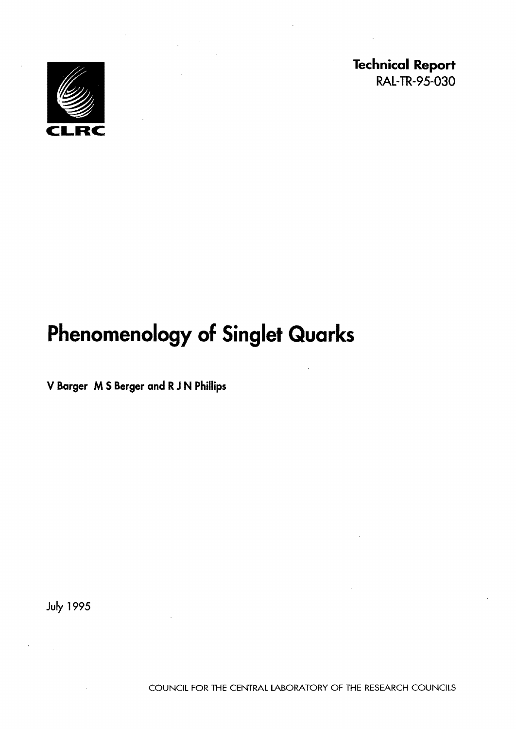CLRC

**Technical Report**
RAL-TR-95-030

# Phenomenology of Singlet Quarks

**V Barger M S Berger and R J N Phillips**

July 1995

COUNCIL FOR THE CENTRAL LABORATORY OF THE RESEARCH COUNCILS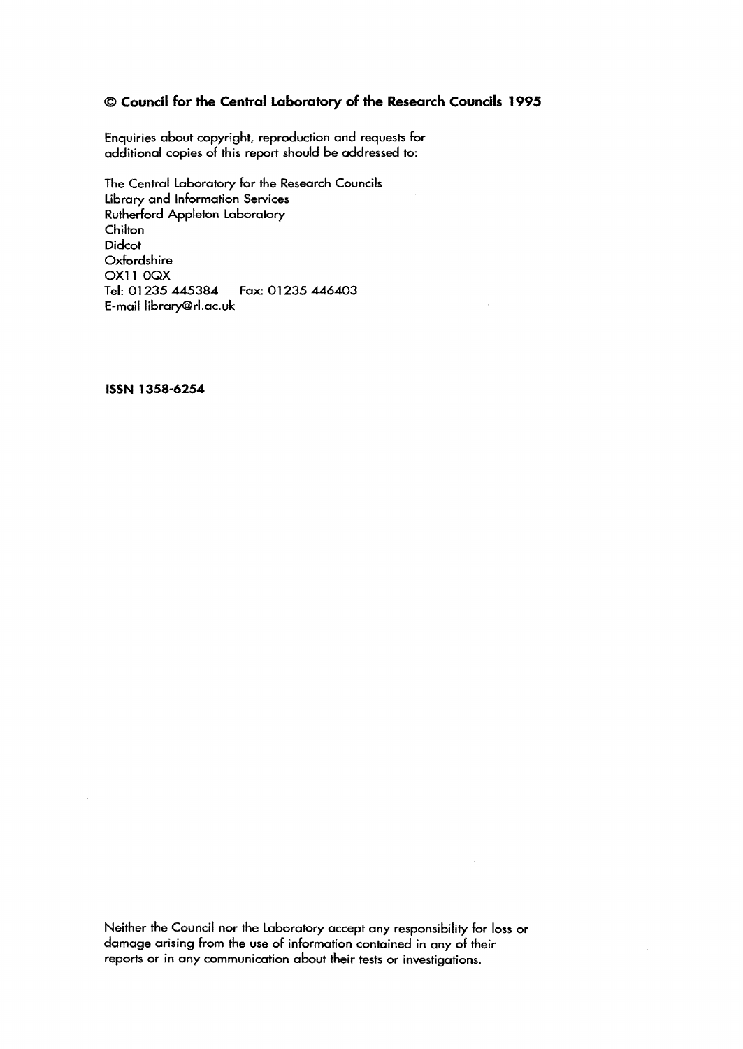**© Council for the Central Laboratory of the Research Councils 1995**

Enquiries about copyright, reproduction and requests for additional copies of this report should be addressed to:

The Central Laboratory for the Research Councils
Library and Information Services
Rutherford Appleton Laboratory
Chilton
Didcot
Oxfordshire
OX11 0QX
Tel: 01235 445384 Fax: 01235 446403
E-mail library@rl.ac.uk

**ISSN 1358-6254**

Neither the Council nor the Laboratory accept any responsibility for loss or damage arising from the use of information contained in any of their reports or in any communication about their tests or investigations.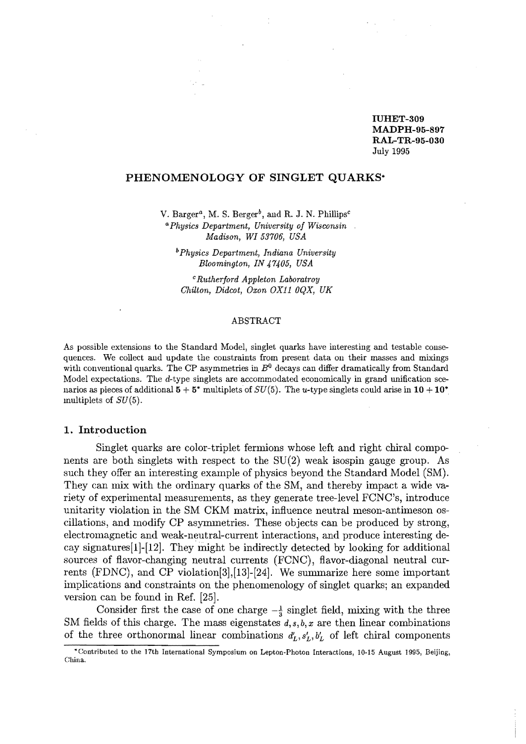IUHET-309
MADPH-95-897
RAL-TR-95-030
July 1995

# PHENOMENOLOGY OF SINGLET QUARKS*

V. Barger[a], M. S. Berger[b], and R. J. N. Phillips[c]

[a]*Physics Department, University of Wisconsin*
*Madison, WI 53706, USA*

[b]*Physics Department, Indiana University*
*Bloomington, IN 47405, USA*

[c]*Rutherford Appleton Laboratroy*
*Chilton, Didcot, Oxon OX11 0QX, UK*

## ABSTRACT

As possible extensions to the Standard Model, singlet quarks have interesting and testable consequences. We collect and update the constraints from present data on their masses and mixings with conventional quarks. The CP asymmetries in $B^0$ decays can differ dramatically from Standard Model expectations. The $d$-type singlets are accommodated economically in grand unification scenarios as pieces of additional $\mathbf{5} + \mathbf{5}^*$ multiplets of $SU(5)$. The $u$-type singlets could arise in $\mathbf{10} + \mathbf{10}^*$ multiplets of $SU(5)$.

## 1. Introduction

Singlet quarks are color-triplet fermions whose left and right chiral components are both singlets with respect to the SU(2) weak isospin gauge group. As such they offer an interesting example of physics beyond the Standard Model (SM). They can mix with the ordinary quarks of the SM, and thereby impact a wide variety of experimental measurements, as they generate tree-level FCNC's, introduce unitarity violation in the SM CKM matrix, influence neutral meson-antimeson oscillations, and modify CP asymmetries. These objects can be produced by strong, electromagnetic and weak-neutral-current interactions, and produce interesting decay signatures[1]-[12]. They might be indirectly detected by looking for additional sources of flavor-changing neutral currents (FCNC), flavor-diagonal neutral currents (FDNC), and CP violation[3],[13]-[24]. We summarize here some important implications and constraints on the phenomenology of singlet quarks; an expanded version can be found in Ref. [25].

Consider first the case of one charge $-\frac{1}{3}$ singlet field, mixing with the three SM fields of this charge. The mass eigenstates $d, s, b, x$ are then linear combinations of the three orthonormal linear combinations $d'_L, s'_L, b'_L$ of left chiral components

*Contributed to the 17th International Symposium on Lepton-Photon Interactions, 10-15 August 1995, Beijing, China.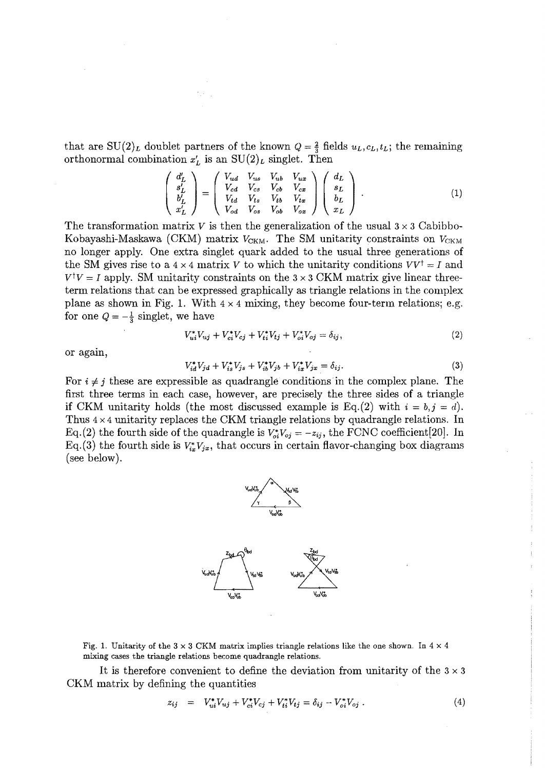that are $\mathrm{SU}(2)_L$ doublet partners of the known $Q=\frac{2}{3}$ fields $u_L, c_L, t_L$; the remaining orthonormal combination $x'_L$ is an $\mathrm{SU}(2)_L$ singlet. Then

$$\begin{pmatrix} d'_L \\ s'_L \\ b'_L \\ x'_L \end{pmatrix} = \begin{pmatrix} V_{ud} & V_{us} & V_{ub} & V_{ux} \\ V_{cd} & V_{cs} & V_{cb} & V_{cx} \\ V_{td} & V_{ts} & V_{tb} & V_{tx} \\ V_{od} & V_{os} & V_{ob} & V_{ox} \end{pmatrix} \begin{pmatrix} d_L \\ s_L \\ b_L \\ x_L \end{pmatrix} . \tag{1}$$

The transformation matrix $V$ is then the generalization of the usual $3 \times 3$ Cabibbo-Kobayashi-Maskawa (CKM) matrix $V_{\mathrm{CKM}}$. The SM unitarity constraints on $V_{\mathrm{CKM}}$ no longer apply. One extra singlet quark added to the usual three generations of the SM gives rise to a $4 \times 4$ matrix $V$ to which the unitarity conditions $VV^\dagger = I$ and $V^\dagger V = I$ apply. SM unitarity constraints on the $3 \times 3$ CKM matrix give linear three-term relations that can be expressed graphically as triangle relations in the complex plane as shown in Fig. 1. With $4 \times 4$ mixing, they become four-term relations; e.g. for one $Q = -\frac{1}{3}$ singlet, we have

$$V_{ui}^* V_{uj} + V_{ci}^* V_{cj} + V_{ti}^* V_{tj} + V_{oi}^* V_{oj} = \delta_{ij}, \tag{2}$$

or again,

$$V_{id}^* V_{jd} + V_{is}^* V_{js} + V_{ib}^* V_{jb} + V_{ix}^* V_{jx} = \delta_{ij}. \tag{3}$$

For $i \neq j$ these are expressible as quadrangle conditions in the complex plane. The first three terms in each case, however, are precisely the three sides of a triangle if CKM unitarity holds (the most discussed example is Eq.(2) with $i = b, j = d$). Thus $4 \times 4$ unitarity replaces the CKM triangle relations by quadrangle relations. In Eq.(2) the fourth side of the quadrangle is $V_{oi}^* V_{oj} = -z_{ij}$, the FCNC coefficient[20]. In Eq.(3) the fourth side is $V_{ix}^* V_{jx}$, that occurs in certain flavor-changing box diagrams (see below).

Fig. 1. Unitarity of the $3 \times 3$ CKM matrix implies triangle relations like the one shown. In $4 \times 4$ mixing cases the triangle relations become quadrangle relations.

It is therefore convenient to define the deviation from unitarity of the $3 \times 3$ CKM matrix by defining the quantities

$$z_{ij} \;\; = \;\; V_{ui}^* V_{uj} + V_{ci}^* V_{cj} + V_{ti}^* V_{tj} = \delta_{ij} - V_{oi}^* V_{oj} \; . \tag{4}$$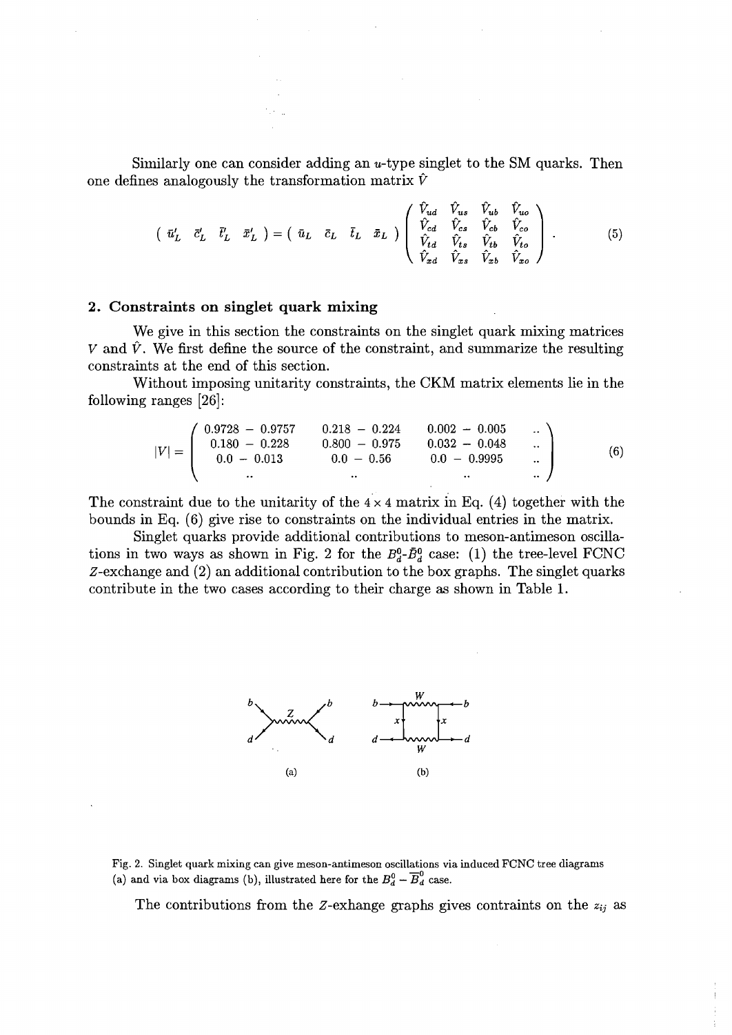Similarly one can consider adding an $u$-type singlet to the SM quarks. Then one defines analogously the transformation matrix $\hat{V}$

$$\left( \bar{u}'_L \;\; \bar{c}'_L \;\; \bar{t}'_L \;\; \bar{x}'_L \right) = \left( \bar{u}_L \;\; \bar{c}_L \;\; \bar{t}_L \;\; \bar{x}_L \right) \begin{pmatrix} \hat{V}_{ud} & \hat{V}_{us} & \hat{V}_{ub} & \hat{V}_{uo} \\ \hat{V}_{cd} & \hat{V}_{cs} & \hat{V}_{cb} & \hat{V}_{co} \\ \hat{V}_{td} & \hat{V}_{ts} & \hat{V}_{tb} & \hat{V}_{to} \\ \hat{V}_{xd} & \hat{V}_{xs} & \hat{V}_{xb} & \hat{V}_{xo} \end{pmatrix} . \qquad (5)$$

## 2. Constraints on singlet quark mixing

We give in this section the constraints on the singlet quark mixing matrices $V$ and $\hat{V}$. We first define the source of the constraint, and summarize the resulting constraints at the end of this section.

Without imposing unitarity constraints, the CKM matrix elements lie in the following ranges [26]:

$$|V| = \begin{pmatrix} 0.9728 - 0.9757 & 0.218 - 0.224 & 0.002 - 0.005 & .. \\ 0.180 - 0.228 & 0.800 - 0.975 & 0.032 - 0.048 & .. \\ 0.0 - 0.013 & 0.0 - 0.56 & 0.0 - 0.9995 & .. \\ .. & .. & .. & .. \end{pmatrix} \qquad (6)$$

The constraint due to the unitarity of the $4 \times 4$ matrix in Eq. (4) together with the bounds in Eq. (6) give rise to constraints on the individual entries in the matrix.

Singlet quarks provide additional contributions to meson-antimeson oscillations in two ways as shown in Fig. 2 for the $B^0_d$-$\bar{B}^0_d$ case: (1) the tree-level FCNC $Z$-exchange and (2) an additional contribution to the box graphs. The singlet quarks contribute in the two cases according to their charge as shown in Table 1.

Fig. 2. Singlet quark mixing can give meson-antimeson oscillations via induced FCNC tree diagrams (a) and via box diagrams (b), illustrated here for the $B^0_d - \overline{B}^0_d$ case.

The contributions from the $Z$-exhange graphs gives contraints on the $z_{ij}$ as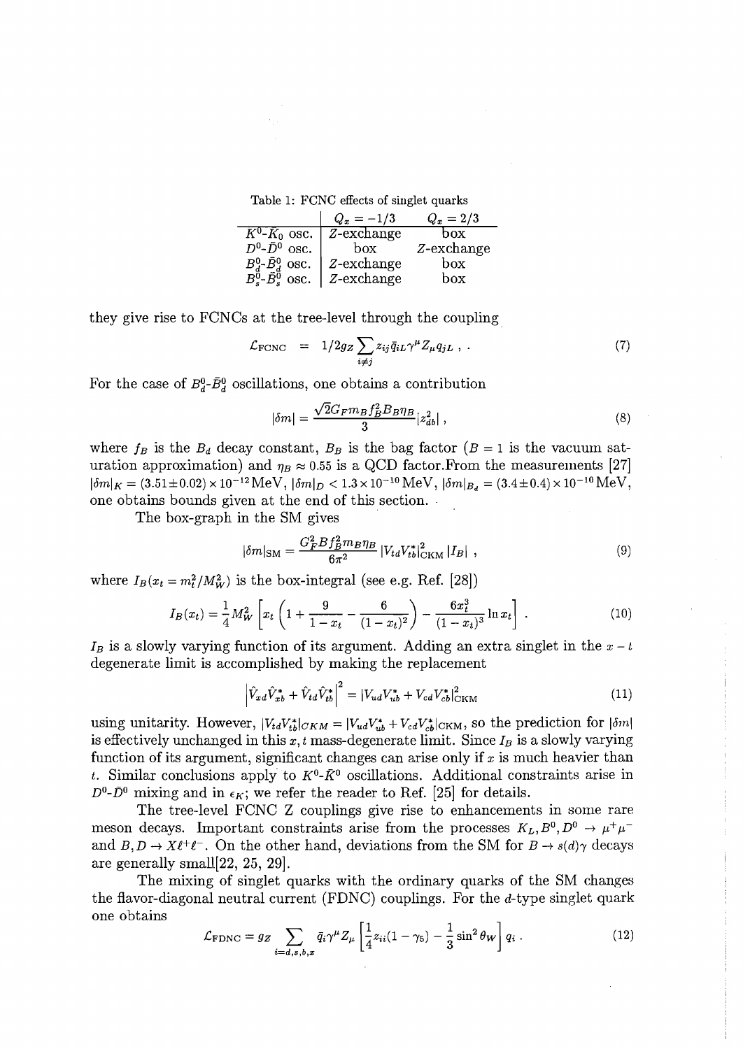Table 1: FCNC effects of singlet quarks

| | $Q_x = -1/3$ | $Q_x = 2/3$ |
|---|---|---|
| $K^0$-$\bar{K}_0$ osc. | $Z$-exchange | box |
| $D^0$-$\bar{D}^0$ osc. | box | $Z$-exchange |
| $B_d^0$-$\bar{B}_d^0$ osc. | $Z$-exchange | box |
| $B_s^0$-$\bar{B}_s^0$ osc. | $Z$-exchange | box |

they give rise to FCNCs at the tree-level through the coupling

$$\mathcal{L}_{\text{FCNC}} \;=\; 1/2 g_Z \sum_{i \neq j} z_{ij} \bar{q}_{iL} \gamma^\mu Z_\mu q_{jL} \;, \; . \tag{7}$$

For the case of $B_d^0$-$\bar{B}_d^0$ oscillations, one obtains a contribution

$$|\delta m| = \frac{\sqrt{2} G_F m_B f_B^2 B_B \eta_B}{3} |z_{db}^2| \,, \tag{8}$$

where $f_B$ is the $B_d$ decay constant, $B_B$ is the bag factor ($B = 1$ is the vacuum saturation approximation) and $\eta_B \approx 0.55$ is a QCD factor.From the measurements [27] $|\delta m|_K = (3.51 \pm 0.02) \times 10^{-12}\,\text{MeV}$, $|\delta m|_D < 1.3 \times 10^{-10}\,\text{MeV}$, $|\delta m|_{B_d} = (3.4 \pm 0.4) \times 10^{-10}\,\text{MeV}$, one obtains bounds given at the end of this section.

The box-graph in the SM gives

$$|\delta m|_{\text{SM}} = \frac{G_F^2 B f_B^2 m_B \eta_B}{6\pi^2} \, |V_{td} V_{tb}^*|^2_{\text{CKM}} \, |I_B| \;, \tag{9}$$

where $I_B(x_t = m_t^2/M_W^2)$ is the box-integral (see e.g. Ref. [28])

$$I_B(x_t) = \frac{1}{4} M_W^2 \left[ x_t \left( 1 + \frac{9}{1-x_t} - \frac{6}{(1-x_t)^2} \right) - \frac{6 x_t^3}{(1-x_t)^3} \ln x_t \right] \,. \tag{10}$$

$I_B$ is a slowly varying function of its argument. Adding an extra singlet in the $x - t$ degenerate limit is accomplished by making the replacement

$$\left| \hat{V}_{xd} \hat{V}_{xb}^* + \hat{V}_{td} \hat{V}_{tb}^* \right|^2 = |V_{ud} V_{ub}^* + V_{cd} V_{cb}^*|^2_{\text{CKM}} \tag{11}$$

using unitarity. However, $|V_{td} V_{tb}^*|_{CKM} = |V_{ud} V_{ub}^* + V_{cd} V_{cb}^*|_{\text{CKM}}$, so the prediction for $|\delta m|$ is effectively unchanged in this $x, t$ mass-degenerate limit. Since $I_B$ is a slowly varying function of its argument, significant changes can arise only if $x$ is much heavier than $t$. Similar conclusions apply to $K^0$-$\bar{K}^0$ oscillations. Additional constraints arise in $D^0$-$\bar{D}^0$ mixing and in $\epsilon_K$; we refer the reader to Ref. [25] for details.

The tree-level FCNC Z couplings give rise to enhancements in some rare meson decays. Important constraints arise from the processes $K_L, B^0, D^0 \to \mu^+ \mu^-$ and $B, D \to X \ell^+ \ell^-$. On the other hand, deviations from the SM for $B \to s(d)\gamma$ decays are generally small[22, 25, 29].

The mixing of singlet quarks with the ordinary quarks of the SM changes the flavor-diagonal neutral current (FDNC) couplings. For the $d$-type singlet quark one obtains

$$\mathcal{L}_{\text{FDNC}} = g_Z \sum_{i = d,s,b,x} \bar{q}_i \gamma^\mu Z_\mu \left[ \frac{1}{4} z_{ii} (1 - \gamma_5) - \frac{1}{3} \sin^2 \theta_W \right] q_i \,. \tag{12}$$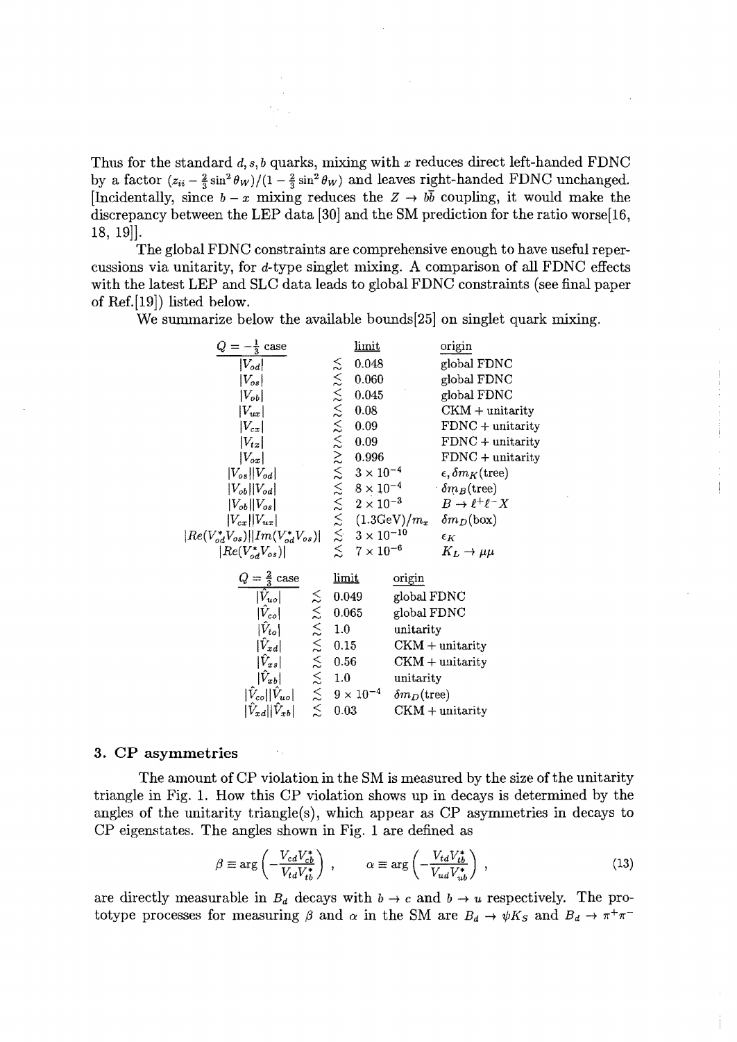Thus for the standard $d, s, b$ quarks, mixing with $x$ reduces direct left-handed FDNC by a factor $(z_{ii} - \frac{2}{3}\sin^2\theta_W)/(1 - \frac{2}{3}\sin^2\theta_W)$ and leaves right-handed FDNC unchanged. [Incidentally, since $b - x$ mixing reduces the $Z \to b\bar{b}$ coupling, it would make the discrepancy between the LEP data [30] and the SM prediction for the ratio worse[16, 18, 19]].

The global FDNC constraints are comprehensive enough to have useful repercussions via unitarity, for $d$-type singlet mixing. A comparison of all FDNC effects with the latest LEP and SLC data leads to global FDNC constraints (see final paper of Ref.[19]) listed below.

We summarize below the available bounds[25] on singlet quark mixing.

| $Q = -\frac{1}{3}$ case | | limit | origin |
|---|---|---|---|
| $\lvert V_{od}\rvert$ | $\lesssim$ | 0.048 | global FDNC |
| $\lvert V_{os}\rvert$ | $\lesssim$ | 0.060 | global FDNC |
| $\lvert V_{ob}\rvert$ | $\lesssim$ | 0.045 | global FDNC |
| $\lvert V_{ux}\rvert$ | $\lesssim$ | 0.08 | CKM + unitarity |
| $\lvert V_{cx}\rvert$ | $\lesssim$ | 0.09 | FDNC + unitarity |
| $\lvert V_{tx}\rvert$ | $\lesssim$ | 0.09 | FDNC + unitarity |
| $\lvert V_{ox}\rvert$ | $\gtrsim$ | 0.996 | FDNC + unitarity |
| $\lvert V_{os}\rvert\lvert V_{od}\rvert$ | $\lesssim$ | $3\times10^{-4}$ | $\epsilon, \delta m_K$(tree) |
| $\lvert V_{ob}\rvert\lvert V_{od}\rvert$ | $\lesssim$ | $8\times10^{-4}$ | $\delta m_B$(tree) |
| $\lvert V_{ob}\rvert\lvert V_{os}\rvert$ | $\lesssim$ | $2\times10^{-3}$ | $B \to \ell^+\ell^- X$ |
| $\lvert V_{cx}\rvert\lvert V_{ux}\rvert$ | $\lesssim$ | $(1.3\text{GeV})/m_x$ | $\delta m_D$(box) |
| $\lvert Re(V_{od}^* V_{os})\rvert\lvert Im(V_{od}^* V_{os})\rvert$ | $\lesssim$ | $3\times10^{-10}$ | $\epsilon_K$ |
| $\lvert Re(V_{od}^* V_{os})\rvert$ | $\lesssim$ | $7\times10^{-6}$ | $K_L \to \mu\mu$ |

| $Q = \frac{2}{3}$ case | | limit | origin |
|---|---|---|---|
| $\lvert\hat{V}_{uo}\rvert$ | $\lesssim$ | 0.049 | global FDNC |
| $\lvert\hat{V}_{co}\rvert$ | $\lesssim$ | 0.065 | global FDNC |
| $\lvert\hat{V}_{to}\rvert$ | $\lesssim$ | 1.0 | unitarity |
| $\lvert\hat{V}_{xd}\rvert$ | $\lesssim$ | 0.15 | CKM + unitarity |
| $\lvert\hat{V}_{xs}\rvert$ | $\lesssim$ | 0.56 | CKM + unitarity |
| $\lvert\hat{V}_{xb}\rvert$ | $\lesssim$ | 1.0 | unitarity |
| $\lvert\hat{V}_{co}\rvert\lvert\hat{V}_{uo}\rvert$ | $\lesssim$ | $9\times10^{-4}$ | $\delta m_D$(tree) |
| $\lvert\hat{V}_{xd}\rvert\lvert\hat{V}_{xb}\rvert$ | $\lesssim$ | 0.03 | CKM + unitarity |

### 3. CP asymmetries

The amount of CP violation in the SM is measured by the size of the unitarity triangle in Fig. 1. How this CP violation shows up in decays is determined by the angles of the unitarity triangle(s), which appear as CP asymmetries in decays to CP eigenstates. The angles shown in Fig. 1 are defined as

$$\beta \equiv \arg\left(-\frac{V_{cd}V_{cb}^*}{V_{td}V_{tb}^*}\right) , \qquad \alpha \equiv \arg\left(-\frac{V_{td}V_{tb}^*}{V_{ud}V_{ub}^*}\right) , \tag{13}$$

are directly measurable in $B_d$ decays with $b \to c$ and $b \to u$ respectively. The prototype processes for measuring $\beta$ and $\alpha$ in the SM are $B_d \to \psi K_S$ and $B_d \to \pi^+\pi^-$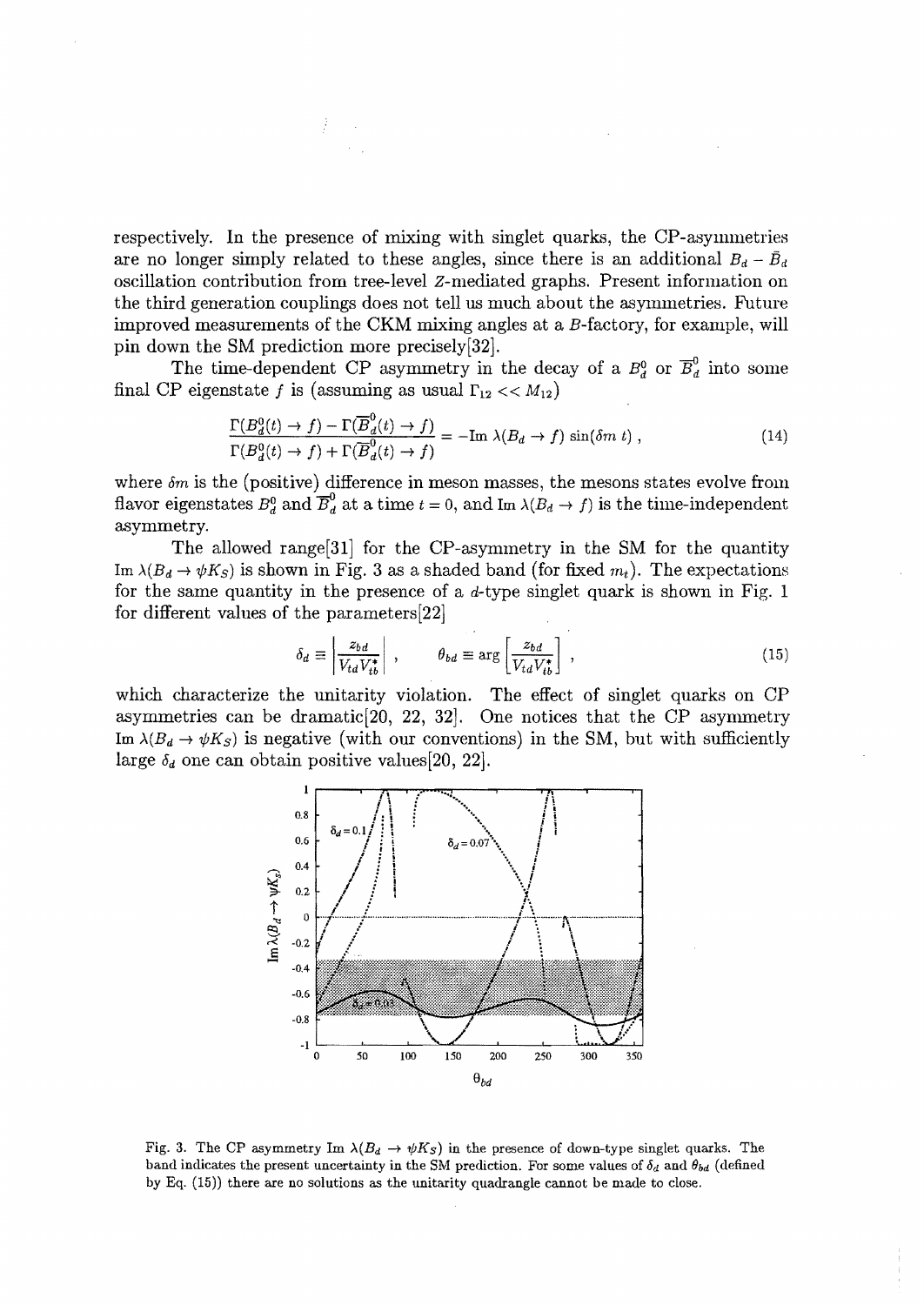respectively. In the presence of mixing with singlet quarks, the CP-asymmetries are no longer simply related to these angles, since there is an additional $B_d - \bar{B}_d$ oscillation contribution from tree-level $Z$-mediated graphs. Present information on the third generation couplings does not tell us much about the asymmetries. Future improved measurements of the CKM mixing angles at a $B$-factory, for example, will pin down the SM prediction more precisely[32].

The time-dependent CP asymmetry in the decay of a $B_d^0$ or $\overline{B}_d^0$ into some final CP eigenstate $f$ is (assuming as usual $\Gamma_{12} << M_{12}$)

$$\frac{\Gamma(B_d^0(t) \to f) - \Gamma(\overline{B}_d^0(t) \to f)}{\Gamma(B_d^0(t) \to f) + \Gamma(\overline{B}_d^0(t) \to f)} = -\text{Im}\ \lambda(B_d \to f)\ \sin(\delta m\ t)\ , \tag{14}$$

where $\delta m$ is the (positive) difference in meson masses, the mesons states evolve from flavor eigenstates $B_d^0$ and $\overline{B}_d^0$ at a time $t = 0$, and $\text{Im}\ \lambda(B_d \to f)$ is the time-independent asymmetry.

The allowed range[31] for the CP-asymmetry in the SM for the quantity $\text{Im}\ \lambda(B_d \to \psi K_S)$ is shown in Fig. 3 as a shaded band (for fixed $m_t$). The expectations for the same quantity in the presence of a $d$-type singlet quark is shown in Fig. 1 for different values of the parameters[22]

$$\delta_d \equiv \left| \frac{z_{bd}}{V_{td} V_{tb}^*} \right|\ , \qquad \theta_{bd} \equiv \arg\left[ \frac{z_{bd}}{V_{td} V_{tb}^*} \right]\ , \tag{15}$$

which characterize the unitarity violation. The effect of singlet quarks on CP asymmetries can be dramatic[20, 22, 32]. One notices that the CP asymmetry $\text{Im}\ \lambda(B_d \to \psi K_S)$ is negative (with our conventions) in the SM, but with sufficiently large $\delta_d$ one can obtain positive values[20, 22].

Fig. 3. The CP asymmetry $\text{Im}\ \lambda(B_d \to \psi K_S)$ in the presence of down-type singlet quarks. The band indicates the present uncertainty in the SM prediction. For some values of $\delta_d$ and $\theta_{bd}$ (defined by Eq. (15)) there are no solutions as the unitarity quadrangle cannot be made to close.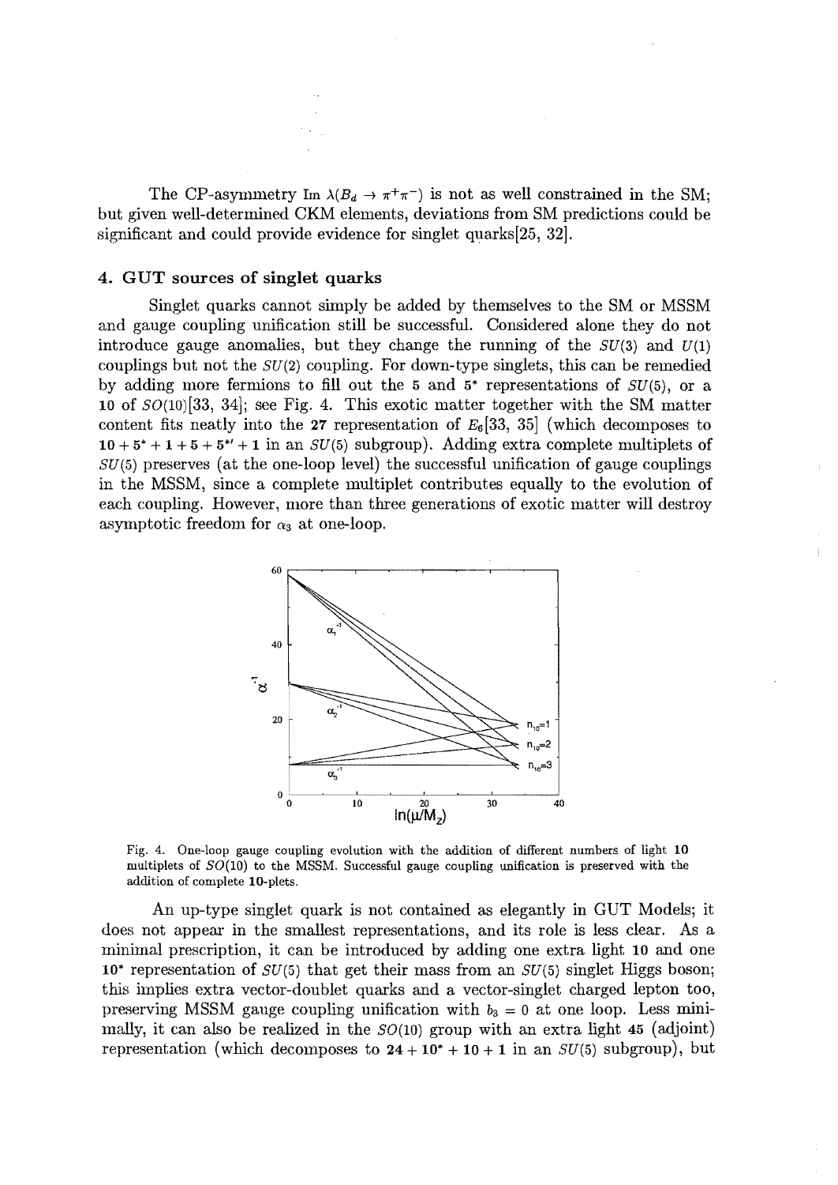The CP-asymmetry Im $\lambda(B_d \to \pi^+\pi^-)$ is not as well constrained in the SM; but given well-determined CKM elements, deviations from SM predictions could be significant and could provide evidence for singlet quarks[25, 32].

### 4. GUT sources of singlet quarks

Singlet quarks cannot simply be added by themselves to the SM or MSSM and gauge coupling unification still be successful. Considered alone they do not introduce gauge anomalies, but they change the running of the $SU(3)$ and $U(1)$ couplings but not the $SU(2)$ coupling. For down-type singlets, this can be remedied by adding more fermions to fill out the $\mathbf{5}$ and $\mathbf{5}^*$ representations of $SU(5)$, or a $\mathbf{10}$ of $SO(10)$[33, 34]; see Fig. 4. This exotic matter together with the SM matter content fits neatly into the $\mathbf{27}$ representation of $E_6$[33, 35] (which decomposes to $\mathbf{10} + \mathbf{5}^* + \mathbf{1} + \mathbf{5} + \mathbf{5}^{*\prime} + \mathbf{1}$ in an $SU(5)$ subgroup). Adding extra complete multiplets of $SU(5)$ preserves (at the one-loop level) the successful unification of gauge couplings in the MSSM, since a complete multiplet contributes equally to the evolution of each coupling. However, more than three generations of exotic matter will destroy asymptotic freedom for $\alpha_3$ at one-loop.

Fig. 4. One-loop gauge coupling evolution with the addition of different numbers of light $\mathbf{10}$ multiplets of $SO(10)$ to the MSSM. Successful gauge coupling unification is preserved with the addition of complete $\mathbf{10}$-plets.

An up-type singlet quark is not contained as elegantly in GUT Models; it does not appear in the smallest representations, and its role is less clear. As a minimal prescription, it can be introduced by adding one extra light $\mathbf{10}$ and one $\mathbf{10}^*$ representation of $SU(5)$ that get their mass from an $SU(5)$ singlet Higgs boson; this implies extra vector-doublet quarks and a vector-singlet charged lepton too, preserving MSSM gauge coupling unification with $b_3 = 0$ at one loop. Less minimally, it can also be realized in the $SO(10)$ group with an extra light $\mathbf{45}$ (adjoint) representation (which decomposes to $\mathbf{24} + \mathbf{10}^* + \mathbf{10} + \mathbf{1}$ in an $SU(5)$ subgroup), but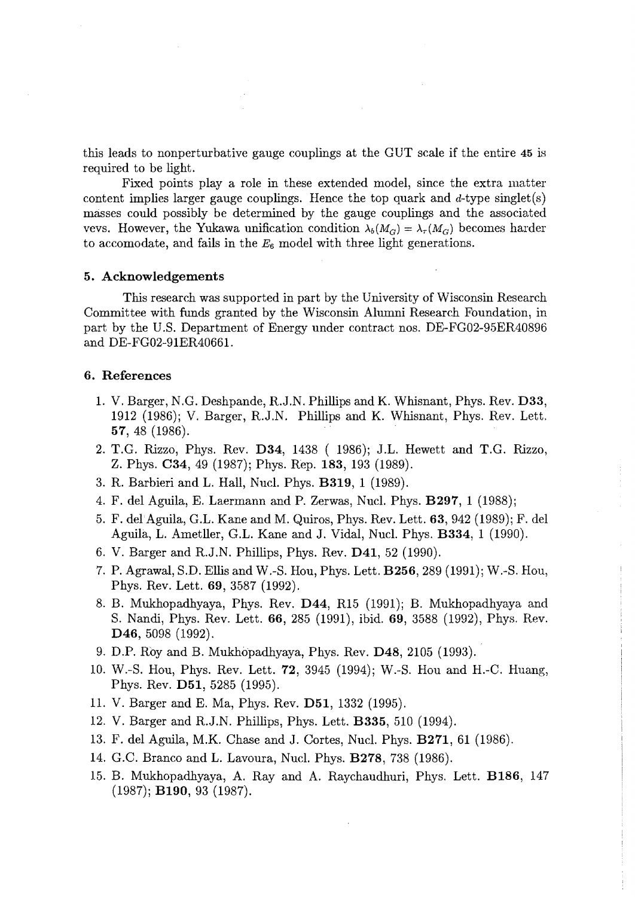this leads to nonperturbative gauge couplings at the GUT scale if the entire **45** is required to be light.

Fixed points play a role in these extended model, since the extra matter content implies larger gauge couplings. Hence the top quark and $d$-type singlet(s) masses could possibly be determined by the gauge couplings and the associated vevs. However, the Yukawa unification condition $\lambda_b(M_G) = \lambda_\tau(M_G)$ becomes harder to accomodate, and fails in the $E_6$ model with three light generations.

## 5. Acknowledgements

This research was supported in part by the University of Wisconsin Research Committee with funds granted by the Wisconsin Alumni Research Foundation, in part by the U.S. Department of Energy under contract nos. DE-FG02-95ER40896 and DE-FG02-91ER40661.

## 6. References

1. V. Barger, N.G. Deshpande, R.J.N. Phillips and K. Whisnant, Phys. Rev. **D33**, 1912 (1986); V. Barger, R.J.N. Phillips and K. Whisnant, Phys. Rev. Lett. **57**, 48 (1986).
2. T.G. Rizzo, Phys. Rev. **D34**, 1438 ( 1986); J.L. Hewett and T.G. Rizzo, Z. Phys. **C34**, 49 (1987); Phys. Rep. **183**, 193 (1989).
3. R. Barbieri and L. Hall, Nucl. Phys. **B319**, 1 (1989).
4. F. del Aguila, E. Laermann and P. Zerwas, Nucl. Phys. **B297**, 1 (1988);
5. F. del Aguila, G.L. Kane and M. Quiros, Phys. Rev. Lett. **63**, 942 (1989); F. del Aguila, L. Ametller, G.L. Kane and J. Vidal, Nucl. Phys. **B334**, 1 (1990).
6. V. Barger and R.J.N. Phillips, Phys. Rev. **D41**, 52 (1990).
7. P. Agrawal, S.D. Ellis and W.-S. Hou, Phys. Lett. **B256**, 289 (1991); W.-S. Hou, Phys. Rev. Lett. **69**, 3587 (1992).
8. B. Mukhopadhyaya, Phys. Rev. **D44**, R15 (1991); B. Mukhopadhyaya and S. Nandi, Phys. Rev. Lett. **66**, 285 (1991), ibid. **69**, 3588 (1992), Phys. Rev. **D46**, 5098 (1992).
9. D.P. Roy and B. Mukhopadhyaya, Phys. Rev. **D48**, 2105 (1993).
10. W.-S. Hou, Phys. Rev. Lett. **72**, 3945 (1994); W.-S. Hou and H.-C. Huang, Phys. Rev. **D51**, 5285 (1995).
11. V. Barger and E. Ma, Phys. Rev. **D51**, 1332 (1995).
12. V. Barger and R.J.N. Phillips, Phys. Lett. **B335**, 510 (1994).
13. F. del Aguila, M.K. Chase and J. Cortes, Nucl. Phys. **B271**, 61 (1986).
14. G.C. Branco and L. Lavoura, Nucl. Phys. **B278**, 738 (1986).
15. B. Mukhopadhyaya, A. Ray and A. Raychaudhuri, Phys. Lett. **B186**, 147 (1987); **B190**, 93 (1987).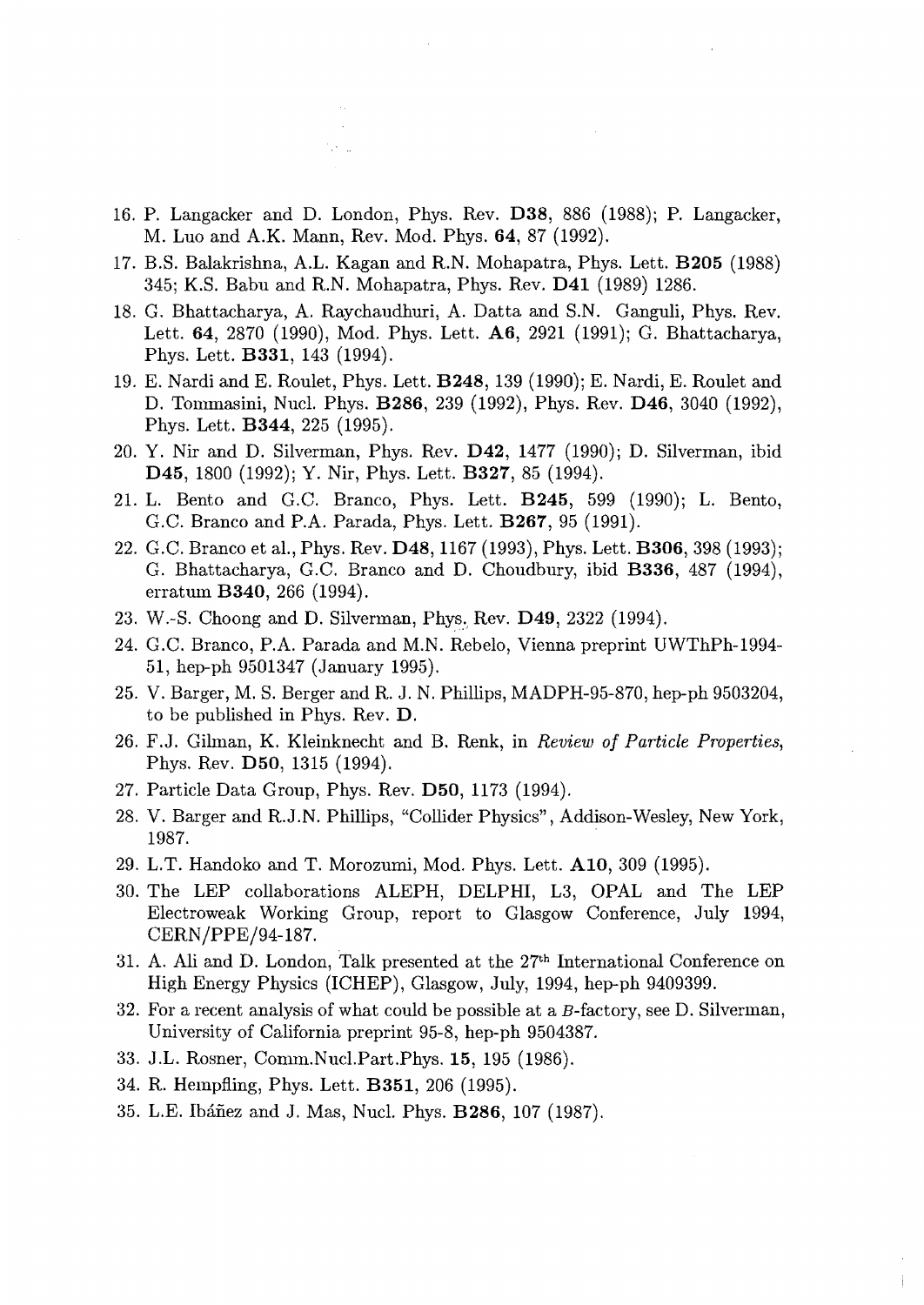16. P. Langacker and D. London, Phys. Rev. **D38**, 886 (1988); P. Langacker, M. Luo and A.K. Mann, Rev. Mod. Phys. **64**, 87 (1992).
17. B.S. Balakrishna, A.L. Kagan and R.N. Mohapatra, Phys. Lett. **B205** (1988) 345; K.S. Babu and R.N. Mohapatra, Phys. Rev. **D41** (1989) 1286.
18. G. Bhattacharya, A. Raychaudhuri, A. Datta and S.N. Ganguli, Phys. Rev. Lett. **64**, 2870 (1990), Mod. Phys. Lett. **A6**, 2921 (1991); G. Bhattacharya, Phys. Lett. **B331**, 143 (1994).
19. E. Nardi and E. Roulet, Phys. Lett. **B248**, 139 (1990); E. Nardi, E. Roulet and D. Tommasini, Nucl. Phys. **B286**, 239 (1992), Phys. Rev. **D46**, 3040 (1992), Phys. Lett. **B344**, 225 (1995).
20. Y. Nir and D. Silverman, Phys. Rev. **D42**, 1477 (1990); D. Silverman, ibid **D45**, 1800 (1992); Y. Nir, Phys. Lett. **B327**, 85 (1994).
21. L. Bento and G.C. Branco, Phys. Lett. **B245**, 599 (1990); L. Bento, G.C. Branco and P.A. Parada, Phys. Lett. **B267**, 95 (1991).
22. G.C. Branco et al., Phys. Rev. **D48**, 1167 (1993), Phys. Lett. **B306**, 398 (1993); G. Bhattacharya, G.C. Branco and D. Choudbury, ibid **B336**, 487 (1994), erratum **B340**, 266 (1994).
23. W.-S. Choong and D. Silverman, Phys. Rev. **D49**, 2322 (1994).
24. G.C. Branco, P.A. Parada and M.N. Rebelo, Vienna preprint UWThPh-1994-51, hep-ph 9501347 (January 1995).
25. V. Barger, M. S. Berger and R. J. N. Phillips, MADPH-95-870, hep-ph 9503204, to be published in Phys. Rev. **D**.
26. F.J. Gilman, K. Kleinknecht and B. Renk, in *Review of Particle Properties*, Phys. Rev. **D50**, 1315 (1994).
27. Particle Data Group, Phys. Rev. **D50**, 1173 (1994).
28. V. Barger and R.J.N. Phillips, "Collider Physics", Addison-Wesley, New York, 1987.
29. L.T. Handoko and T. Morozumi, Mod. Phys. Lett. **A10**, 309 (1995).
30. The LEP collaborations ALEPH, DELPHI, L3, OPAL and The LEP Electroweak Working Group, report to Glasgow Conference, July 1994, CERN/PPE/94-187.
31. A. Ali and D. London, Talk presented at the 27th International Conference on High Energy Physics (ICHEP), Glasgow, July, 1994, hep-ph 9409399.
32. For a recent analysis of what could be possible at a $B$-factory, see D. Silverman, University of California preprint 95-8, hep-ph 9504387.
33. J.L. Rosner, Comm.Nucl.Part.Phys. **15**, 195 (1986).
34. R. Hempfling, Phys. Lett. **B351**, 206 (1995).
35. L.E. Ibáñez and J. Mas, Nucl. Phys. **B286**, 107 (1987).